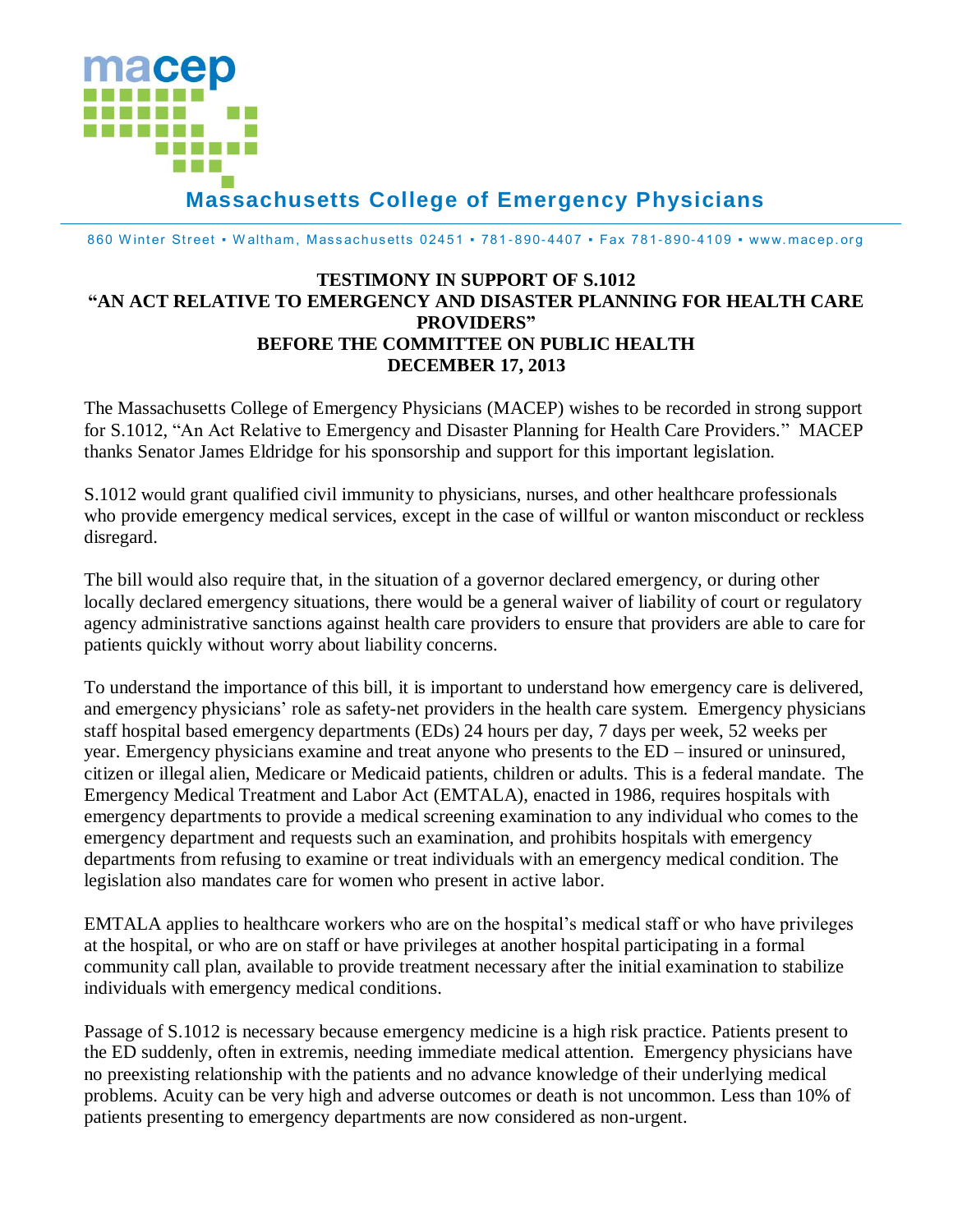macep

**Massachusetts College of Emergency Physicians**

860 Winter Street • Waltham, Massachusetts 02451 • 781-890-4407 • Fax 781-890-4109 • www.macep.org

**TESTIMONY IN SUPPORT OF S.1012**
**"AN ACT RELATIVE TO EMERGENCY AND DISASTER PLANNING FOR HEALTH CARE PROVIDERS"**
**BEFORE THE COMMITTEE ON PUBLIC HEALTH**
**DECEMBER 17, 2013**

The Massachusetts College of Emergency Physicians (MACEP) wishes to be recorded in strong support for S.1012, "An Act Relative to Emergency and Disaster Planning for Health Care Providers." MACEP thanks Senator James Eldridge for his sponsorship and support for this important legislation.

S.1012 would grant qualified civil immunity to physicians, nurses, and other healthcare professionals who provide emergency medical services, except in the case of willful or wanton misconduct or reckless disregard.

The bill would also require that, in the situation of a governor declared emergency, or during other locally declared emergency situations, there would be a general waiver of liability of court or regulatory agency administrative sanctions against health care providers to ensure that providers are able to care for patients quickly without worry about liability concerns.

To understand the importance of this bill, it is important to understand how emergency care is delivered, and emergency physicians' role as safety-net providers in the health care system. Emergency physicians staff hospital based emergency departments (EDs) 24 hours per day, 7 days per week, 52 weeks per year. Emergency physicians examine and treat anyone who presents to the ED – insured or uninsured, citizen or illegal alien, Medicare or Medicaid patients, children or adults. This is a federal mandate. The Emergency Medical Treatment and Labor Act (EMTALA), enacted in 1986, requires hospitals with emergency departments to provide a medical screening examination to any individual who comes to the emergency department and requests such an examination, and prohibits hospitals with emergency departments from refusing to examine or treat individuals with an emergency medical condition. The legislation also mandates care for women who present in active labor.

EMTALA applies to healthcare workers who are on the hospital's medical staff or who have privileges at the hospital, or who are on staff or have privileges at another hospital participating in a formal community call plan, available to provide treatment necessary after the initial examination to stabilize individuals with emergency medical conditions.

Passage of S.1012 is necessary because emergency medicine is a high risk practice. Patients present to the ED suddenly, often in extremis, needing immediate medical attention. Emergency physicians have no preexisting relationship with the patients and no advance knowledge of their underlying medical problems. Acuity can be very high and adverse outcomes or death is not uncommon. Less than 10% of patients presenting to emergency departments are now considered as non-urgent.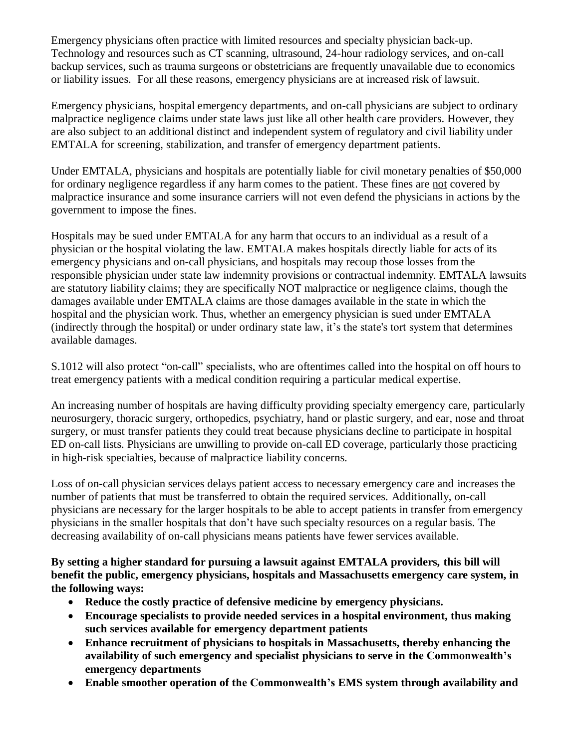Emergency physicians often practice with limited resources and specialty physician back-up. Technology and resources such as CT scanning, ultrasound, 24-hour radiology services, and on-call backup services, such as trauma surgeons or obstetricians are frequently unavailable due to economics or liability issues. For all these reasons, emergency physicians are at increased risk of lawsuit.

Emergency physicians, hospital emergency departments, and on-call physicians are subject to ordinary malpractice negligence claims under state laws just like all other health care providers. However, they are also subject to an additional distinct and independent system of regulatory and civil liability under EMTALA for screening, stabilization, and transfer of emergency department patients.

Under EMTALA, physicians and hospitals are potentially liable for civil monetary penalties of $50,000 for ordinary negligence regardless if any harm comes to the patient. These fines are <u>not</u> covered by malpractice insurance and some insurance carriers will not even defend the physicians in actions by the government to impose the fines.

Hospitals may be sued under EMTALA for any harm that occurs to an individual as a result of a physician or the hospital violating the law. EMTALA makes hospitals directly liable for acts of its emergency physicians and on-call physicians, and hospitals may recoup those losses from the responsible physician under state law indemnity provisions or contractual indemnity. EMTALA lawsuits are statutory liability claims; they are specifically NOT malpractice or negligence claims, though the damages available under EMTALA claims are those damages available in the state in which the hospital and the physician work. Thus, whether an emergency physician is sued under EMTALA (indirectly through the hospital) or under ordinary state law, it's the state's tort system that determines available damages.

S.1012 will also protect "on-call" specialists, who are oftentimes called into the hospital on off hours to treat emergency patients with a medical condition requiring a particular medical expertise.

An increasing number of hospitals are having difficulty providing specialty emergency care, particularly neurosurgery, thoracic surgery, orthopedics, psychiatry, hand or plastic surgery, and ear, nose and throat surgery, or must transfer patients they could treat because physicians decline to participate in hospital ED on-call lists. Physicians are unwilling to provide on-call ED coverage, particularly those practicing in high-risk specialties, because of malpractice liability concerns.

Loss of on-call physician services delays patient access to necessary emergency care and increases the number of patients that must be transferred to obtain the required services. Additionally, on-call physicians are necessary for the larger hospitals to be able to accept patients in transfer from emergency physicians in the smaller hospitals that don't have such specialty resources on a regular basis. The decreasing availability of on-call physicians means patients have fewer services available.

**By setting a higher standard for pursuing a lawsuit against EMTALA providers, this bill will benefit the public, emergency physicians, hospitals and Massachusetts emergency care system, in the following ways:**

- **Reduce the costly practice of defensive medicine by emergency physicians.**
- **Encourage specialists to provide needed services in a hospital environment, thus making such services available for emergency department patients**
- **Enhance recruitment of physicians to hospitals in Massachusetts, thereby enhancing the availability of such emergency and specialist physicians to serve in the Commonwealth's emergency departments**
- **Enable smoother operation of the Commonwealth's EMS system through availability and**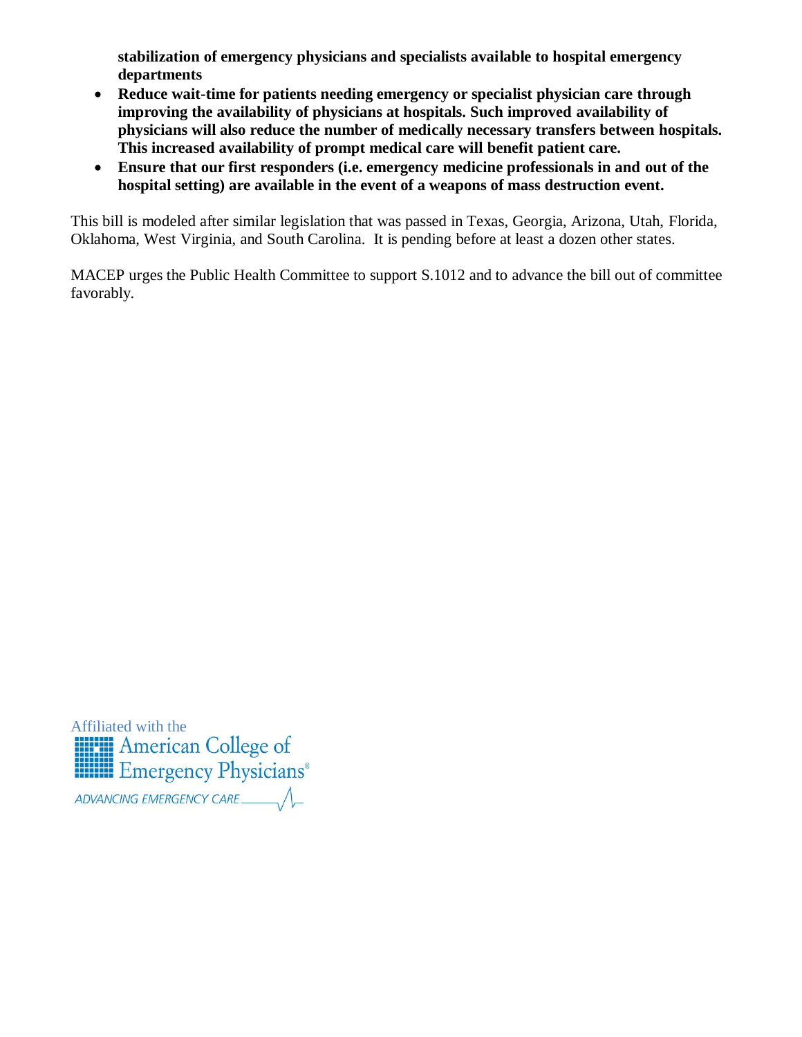**stabilization of emergency physicians and specialists available to hospital emergency departments**

- **Reduce wait-time for patients needing emergency or specialist physician care through improving the availability of physicians at hospitals. Such improved availability of physicians will also reduce the number of medically necessary transfers between hospitals. This increased availability of prompt medical care will benefit patient care.**
- **Ensure that our first responders (i.e. emergency medicine professionals in and out of the hospital setting) are available in the event of a weapons of mass destruction event.**

This bill is modeled after similar legislation that was passed in Texas, Georgia, Arizona, Utah, Florida, Oklahoma, West Virginia, and South Carolina. It is pending before at least a dozen other states.

MACEP urges the Public Health Committee to support S.1012 and to advance the bill out of committee favorably.

Affiliated with the
American College of Emergency Physicians®
ADVANCING EMERGENCY CARE